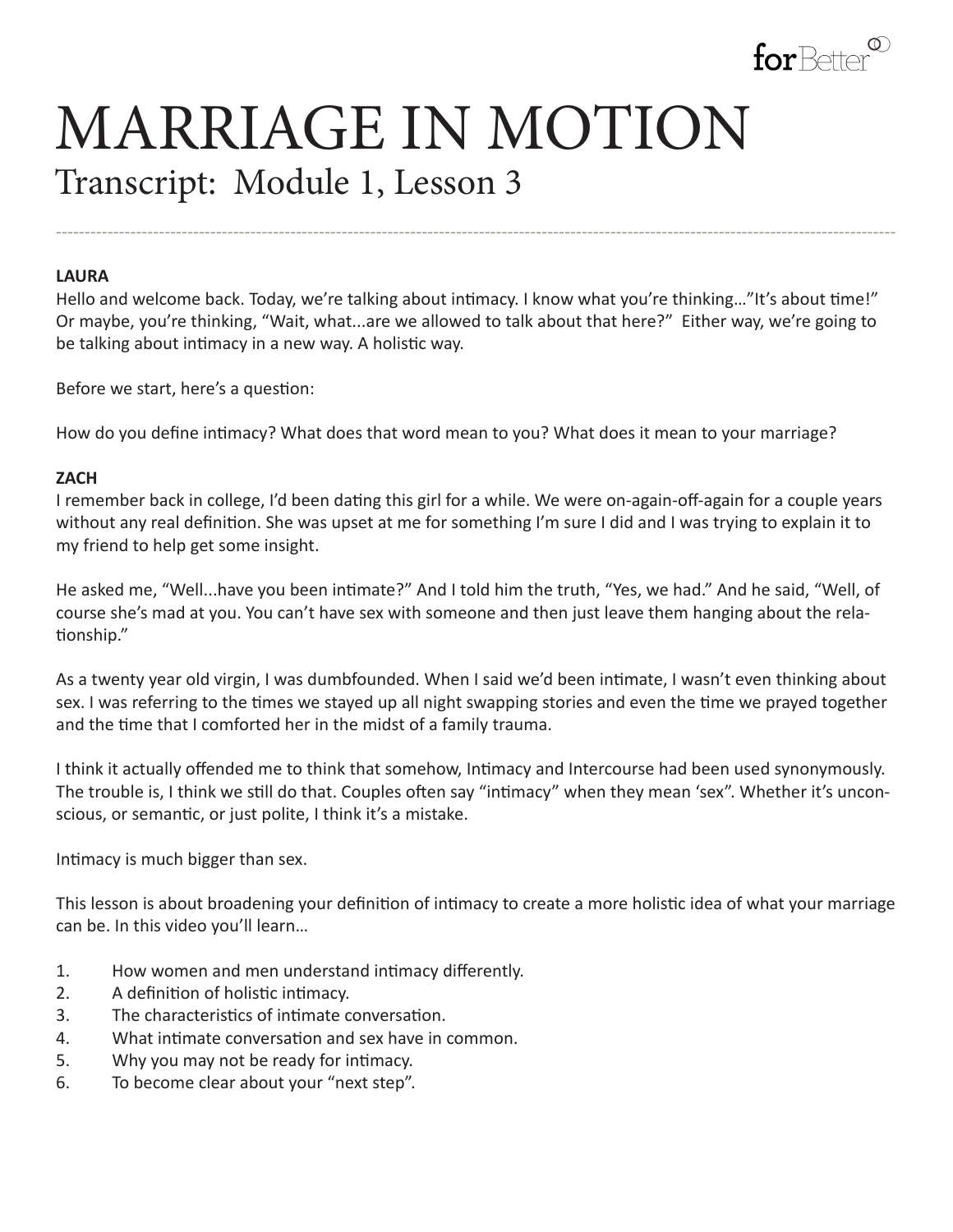# MARRIAGE IN MOTION

## Transcript: Module 1, Lesson 3

**LAURA**

Hello and welcome back. Today, we're talking about intimacy. I know what you're thinking…"It's about time!" Or maybe, you're thinking, "Wait, what...are we allowed to talk about that here?" Either way, we're going to be talking about intimacy in a new way. A holistic way.

Before we start, here's a question:

How do you define intimacy? What does that word mean to you? What does it mean to your marriage?

**ZACH**

I remember back in college, I'd been dating this girl for a while. We were on-again-off-again for a couple years without any real definition. She was upset at me for something I'm sure I did and I was trying to explain it to my friend to help get some insight.

He asked me, "Well...have you been intimate?" And I told him the truth, "Yes, we had." And he said, "Well, of course she's mad at you. You can't have sex with someone and then just leave them hanging about the relationship."

As a twenty year old virgin, I was dumbfounded. When I said we'd been intimate, I wasn't even thinking about sex. I was referring to the times we stayed up all night swapping stories and even the time we prayed together and the time that I comforted her in the midst of a family trauma.

I think it actually offended me to think that somehow, Intimacy and Intercourse had been used synonymously. The trouble is, I think we still do that. Couples often say "intimacy" when they mean 'sex". Whether it's unconscious, or semantic, or just polite, I think it's a mistake.

Intimacy is much bigger than sex.

This lesson is about broadening your definition of intimacy to create a more holistic idea of what your marriage can be. In this video you'll learn…

1. How women and men understand intimacy differently.
2. A definition of holistic intimacy.
3. The characteristics of intimate conversation.
4. What intimate conversation and sex have in common.
5. Why you may not be ready for intimacy.
6. To become clear about your "next step".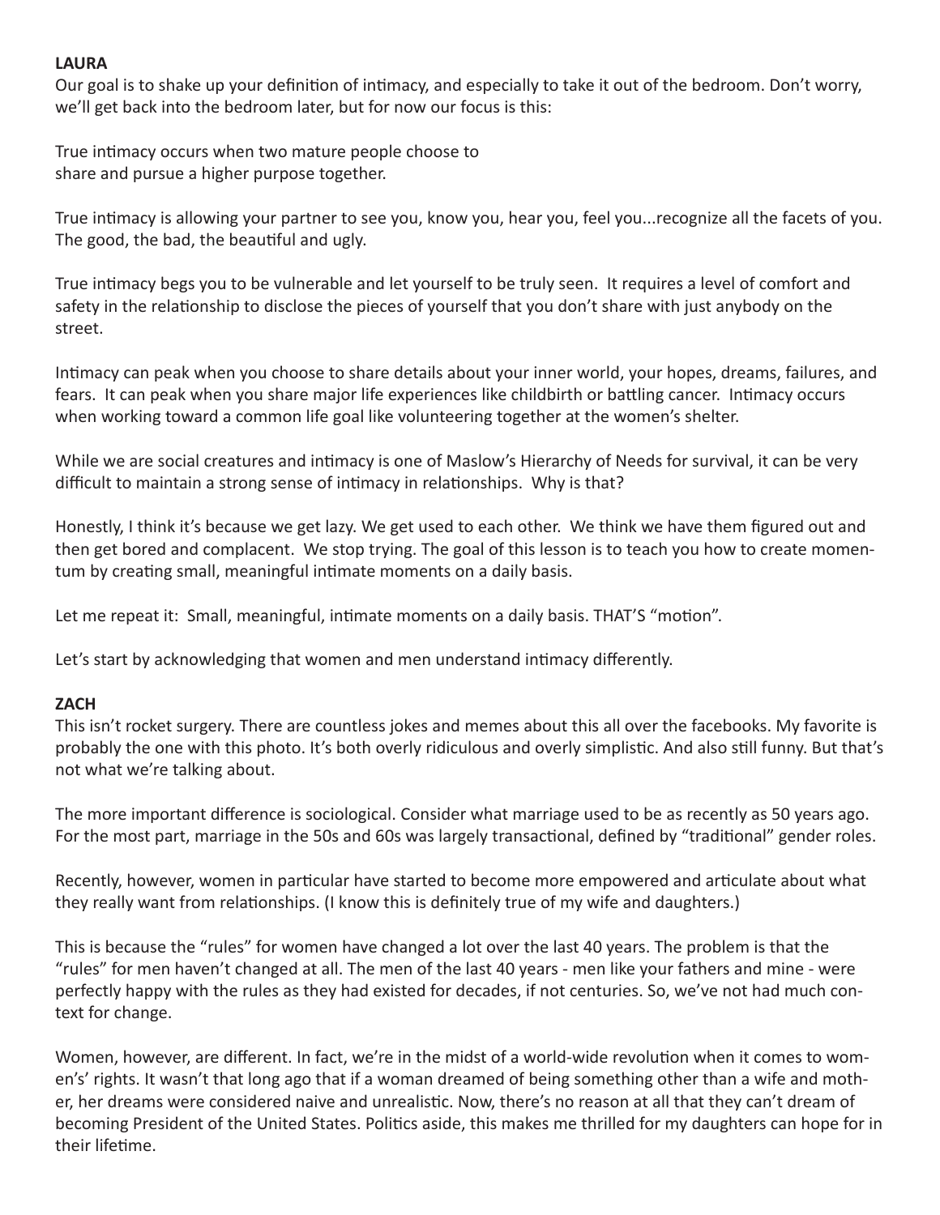**LAURA**

Our goal is to shake up your definition of intimacy, and especially to take it out of the bedroom. Don't worry, we'll get back into the bedroom later, but for now our focus is this:

True intimacy occurs when two mature people choose to share and pursue a higher purpose together.

True intimacy is allowing your partner to see you, know you, hear you, feel you...recognize all the facets of you. The good, the bad, the beautiful and ugly.

True intimacy begs you to be vulnerable and let yourself to be truly seen. It requires a level of comfort and safety in the relationship to disclose the pieces of yourself that you don't share with just anybody on the street.

Intimacy can peak when you choose to share details about your inner world, your hopes, dreams, failures, and fears. It can peak when you share major life experiences like childbirth or battling cancer. Intimacy occurs when working toward a common life goal like volunteering together at the women's shelter.

While we are social creatures and intimacy is one of Maslow's Hierarchy of Needs for survival, it can be very difficult to maintain a strong sense of intimacy in relationships. Why is that?

Honestly, I think it's because we get lazy. We get used to each other. We think we have them figured out and then get bored and complacent. We stop trying. The goal of this lesson is to teach you how to create momentum by creating small, meaningful intimate moments on a daily basis.

Let me repeat it: Small, meaningful, intimate moments on a daily basis. THAT'S "motion".

Let's start by acknowledging that women and men understand intimacy differently.

**ZACH**

This isn't rocket surgery. There are countless jokes and memes about this all over the facebooks. My favorite is probably the one with this photo. It's both overly ridiculous and overly simplistic. And also still funny. But that's not what we're talking about.

The more important difference is sociological. Consider what marriage used to be as recently as 50 years ago. For the most part, marriage in the 50s and 60s was largely transactional, defined by "traditional" gender roles.

Recently, however, women in particular have started to become more empowered and articulate about what they really want from relationships. (I know this is definitely true of my wife and daughters.)

This is because the "rules" for women have changed a lot over the last 40 years. The problem is that the "rules" for men haven't changed at all. The men of the last 40 years - men like your fathers and mine - were perfectly happy with the rules as they had existed for decades, if not centuries. So, we've not had much context for change.

Women, however, are different. In fact, we're in the midst of a world-wide revolution when it comes to women's' rights. It wasn't that long ago that if a woman dreamed of being something other than a wife and mother, her dreams were considered naive and unrealistic. Now, there's no reason at all that they can't dream of becoming President of the United States. Politics aside, this makes me thrilled for my daughters can hope for in their lifetime.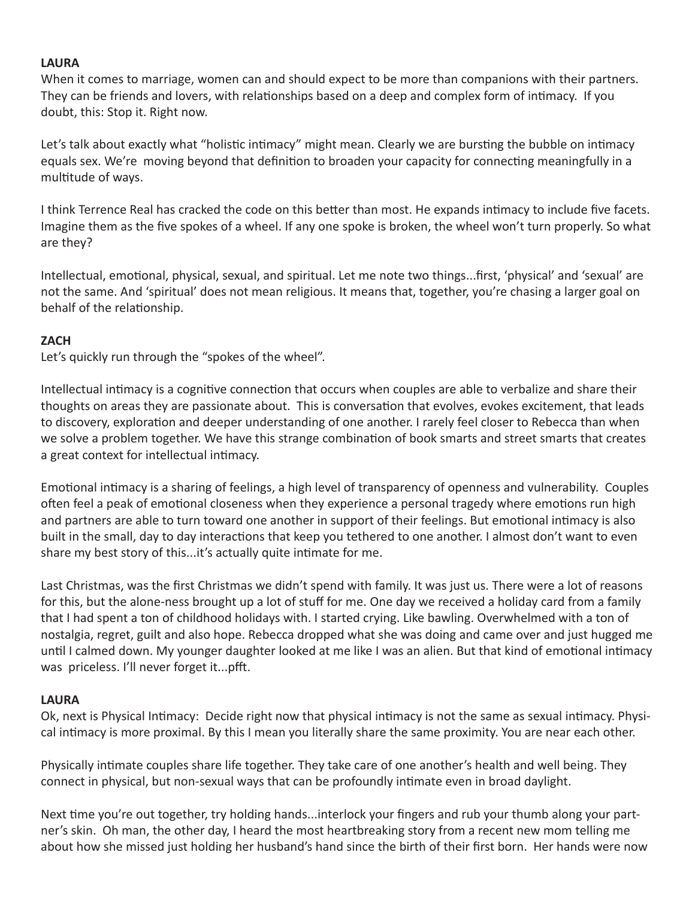**LAURA**

When it comes to marriage, women can and should expect to be more than companions with their partners. They can be friends and lovers, with relationships based on a deep and complex form of intimacy. If you doubt, this: Stop it. Right now.

Let's talk about exactly what "holistic intimacy" might mean. Clearly we are bursting the bubble on intimacy equals sex. We're moving beyond that definition to broaden your capacity for connecting meaningfully in a multitude of ways.

I think Terrence Real has cracked the code on this better than most. He expands intimacy to include five facets. Imagine them as the five spokes of a wheel. If any one spoke is broken, the wheel won't turn properly. So what are they?

Intellectual, emotional, physical, sexual, and spiritual. Let me note two things...first, 'physical' and 'sexual' are not the same. And 'spiritual' does not mean religious. It means that, together, you're chasing a larger goal on behalf of the relationship.

**ZACH**

Let's quickly run through the "spokes of the wheel".

Intellectual intimacy is a cognitive connection that occurs when couples are able to verbalize and share their thoughts on areas they are passionate about. This is conversation that evolves, evokes excitement, that leads to discovery, exploration and deeper understanding of one another. I rarely feel closer to Rebecca than when we solve a problem together. We have this strange combination of book smarts and street smarts that creates a great context for intellectual intimacy.

Emotional intimacy is a sharing of feelings, a high level of transparency of openness and vulnerability. Couples often feel a peak of emotional closeness when they experience a personal tragedy where emotions run high and partners are able to turn toward one another in support of their feelings. But emotional intimacy is also built in the small, day to day interactions that keep you tethered to one another. I almost don't want to even share my best story of this...it's actually quite intimate for me.

Last Christmas, was the first Christmas we didn't spend with family. It was just us. There were a lot of reasons for this, but the alone-ness brought up a lot of stuff for me. One day we received a holiday card from a family that I had spent a ton of childhood holidays with. I started crying. Like bawling. Overwhelmed with a ton of nostalgia, regret, guilt and also hope. Rebecca dropped what she was doing and came over and just hugged me until I calmed down. My younger daughter looked at me like I was an alien. But that kind of emotional intimacy was priceless. I'll never forget it...pfft.

**LAURA**

Ok, next is Physical Intimacy: Decide right now that physical intimacy is not the same as sexual intimacy. Physical intimacy is more proximal. By this I mean you literally share the same proximity. You are near each other.

Physically intimate couples share life together. They take care of one another's health and well being. They connect in physical, but non-sexual ways that can be profoundly intimate even in broad daylight.

Next time you're out together, try holding hands...interlock your fingers and rub your thumb along your partner's skin. Oh man, the other day, I heard the most heartbreaking story from a recent new mom telling me about how she missed just holding her husband's hand since the birth of their first born. Her hands were now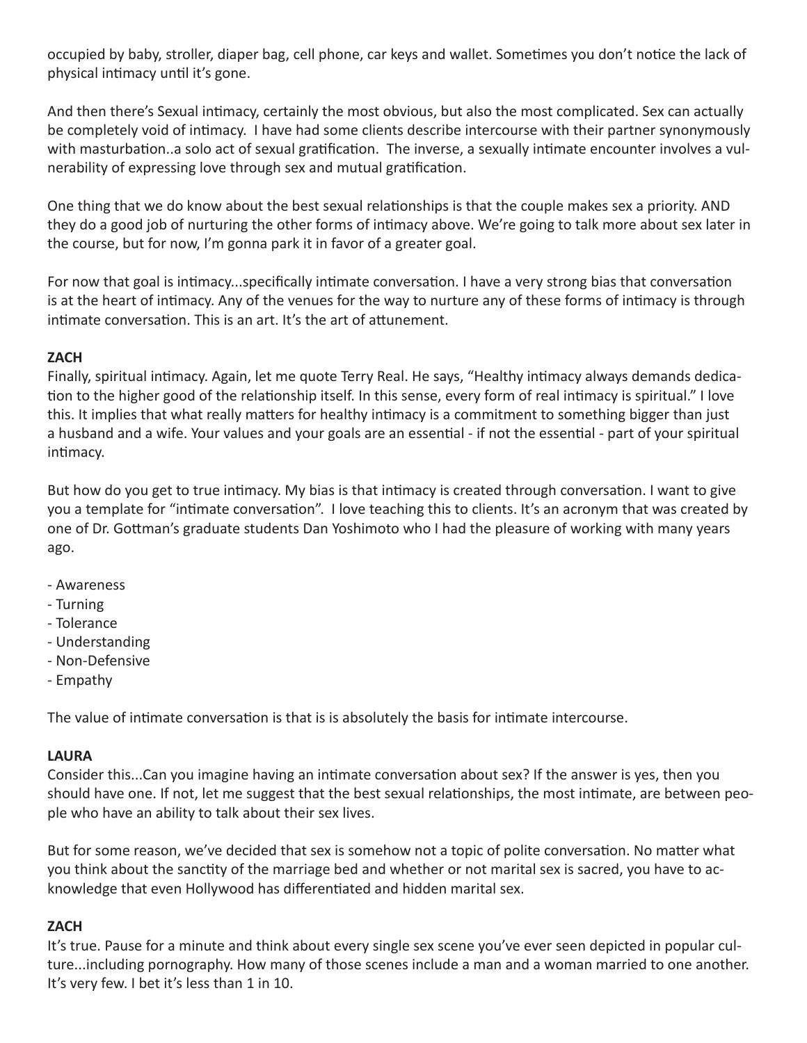occupied by baby, stroller, diaper bag, cell phone, car keys and wallet. Sometimes you don't notice the lack of physical intimacy until it's gone.

And then there's Sexual intimacy, certainly the most obvious, but also the most complicated. Sex can actually be completely void of intimacy. I have had some clients describe intercourse with their partner synonymously with masturbation..a solo act of sexual gratification. The inverse, a sexually intimate encounter involves a vulnerability of expressing love through sex and mutual gratification.

One thing that we do know about the best sexual relationships is that the couple makes sex a priority. AND they do a good job of nurturing the other forms of intimacy above. We're going to talk more about sex later in the course, but for now, I'm gonna park it in favor of a greater goal.

For now that goal is intimacy...specifically intimate conversation. I have a very strong bias that conversation is at the heart of intimacy. Any of the venues for the way to nurture any of these forms of intimacy is through intimate conversation. This is an art. It's the art of attunement.

**ZACH**

Finally, spiritual intimacy. Again, let me quote Terry Real. He says, "Healthy intimacy always demands dedication to the higher good of the relationship itself. In this sense, every form of real intimacy is spiritual." I love this. It implies that what really matters for healthy intimacy is a commitment to something bigger than just a husband and a wife. Your values and your goals are an essential - if not the essential - part of your spiritual intimacy.

But how do you get to true intimacy. My bias is that intimacy is created through conversation. I want to give you a template for "intimate conversation". I love teaching this to clients. It's an acronym that was created by one of Dr. Gottman's graduate students Dan Yoshimoto who I had the pleasure of working with many years ago.

- Awareness
- Turning
- Tolerance
- Understanding
- Non-Defensive
- Empathy

The value of intimate conversation is that is is absolutely the basis for intimate intercourse.

**LAURA**

Consider this...Can you imagine having an intimate conversation about sex? If the answer is yes, then you should have one. If not, let me suggest that the best sexual relationships, the most intimate, are between people who have an ability to talk about their sex lives.

But for some reason, we've decided that sex is somehow not a topic of polite conversation. No matter what you think about the sanctity of the marriage bed and whether or not marital sex is sacred, you have to acknowledge that even Hollywood has differentiated and hidden marital sex.

**ZACH**

It's true. Pause for a minute and think about every single sex scene you've ever seen depicted in popular culture...including pornography. How many of those scenes include a man and a woman married to one another. It's very few. I bet it's less than 1 in 10.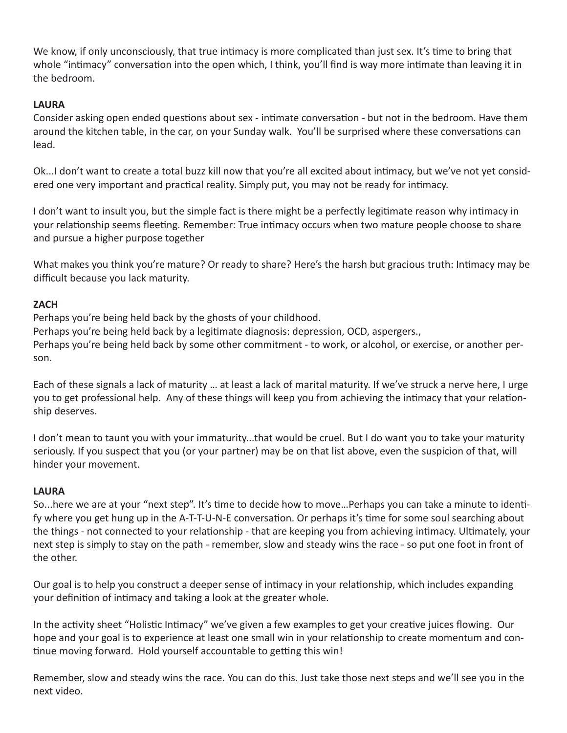We know, if only unconsciously, that true intimacy is more complicated than just sex. It's time to bring that whole "intimacy" conversation into the open which, I think, you'll find is way more intimate than leaving it in the bedroom.

**LAURA**

Consider asking open ended questions about sex - intimate conversation - but not in the bedroom. Have them around the kitchen table, in the car, on your Sunday walk. You'll be surprised where these conversations can lead.

Ok...I don't want to create a total buzz kill now that you're all excited about intimacy, but we've not yet considered one very important and practical reality. Simply put, you may not be ready for intimacy.

I don't want to insult you, but the simple fact is there might be a perfectly legitimate reason why intimacy in your relationship seems fleeting. Remember: True intimacy occurs when two mature people choose to share and pursue a higher purpose together

What makes you think you're mature? Or ready to share? Here's the harsh but gracious truth: Intimacy may be difficult because you lack maturity.

**ZACH**

Perhaps you're being held back by the ghosts of your childhood.
Perhaps you're being held back by a legitimate diagnosis: depression, OCD, aspergers.,
Perhaps you're being held back by some other commitment - to work, or alcohol, or exercise, or another person.

Each of these signals a lack of maturity … at least a lack of marital maturity. If we've struck a nerve here, I urge you to get professional help. Any of these things will keep you from achieving the intimacy that your relationship deserves.

I don't mean to taunt you with your immaturity...that would be cruel. But I do want you to take your maturity seriously. If you suspect that you (or your partner) may be on that list above, even the suspicion of that, will hinder your movement.

**LAURA**

So...here we are at your "next step". It's time to decide how to move…Perhaps you can take a minute to identify where you get hung up in the A-T-T-U-N-E conversation. Or perhaps it's time for some soul searching about the things - not connected to your relationship - that are keeping you from achieving intimacy. Ultimately, your next step is simply to stay on the path - remember, slow and steady wins the race - so put one foot in front of the other.

Our goal is to help you construct a deeper sense of intimacy in your relationship, which includes expanding your definition of intimacy and taking a look at the greater whole.

In the activity sheet "Holistic Intimacy" we've given a few examples to get your creative juices flowing. Our hope and your goal is to experience at least one small win in your relationship to create momentum and continue moving forward. Hold yourself accountable to getting this win!

Remember, slow and steady wins the race. You can do this. Just take those next steps and we'll see you in the next video.